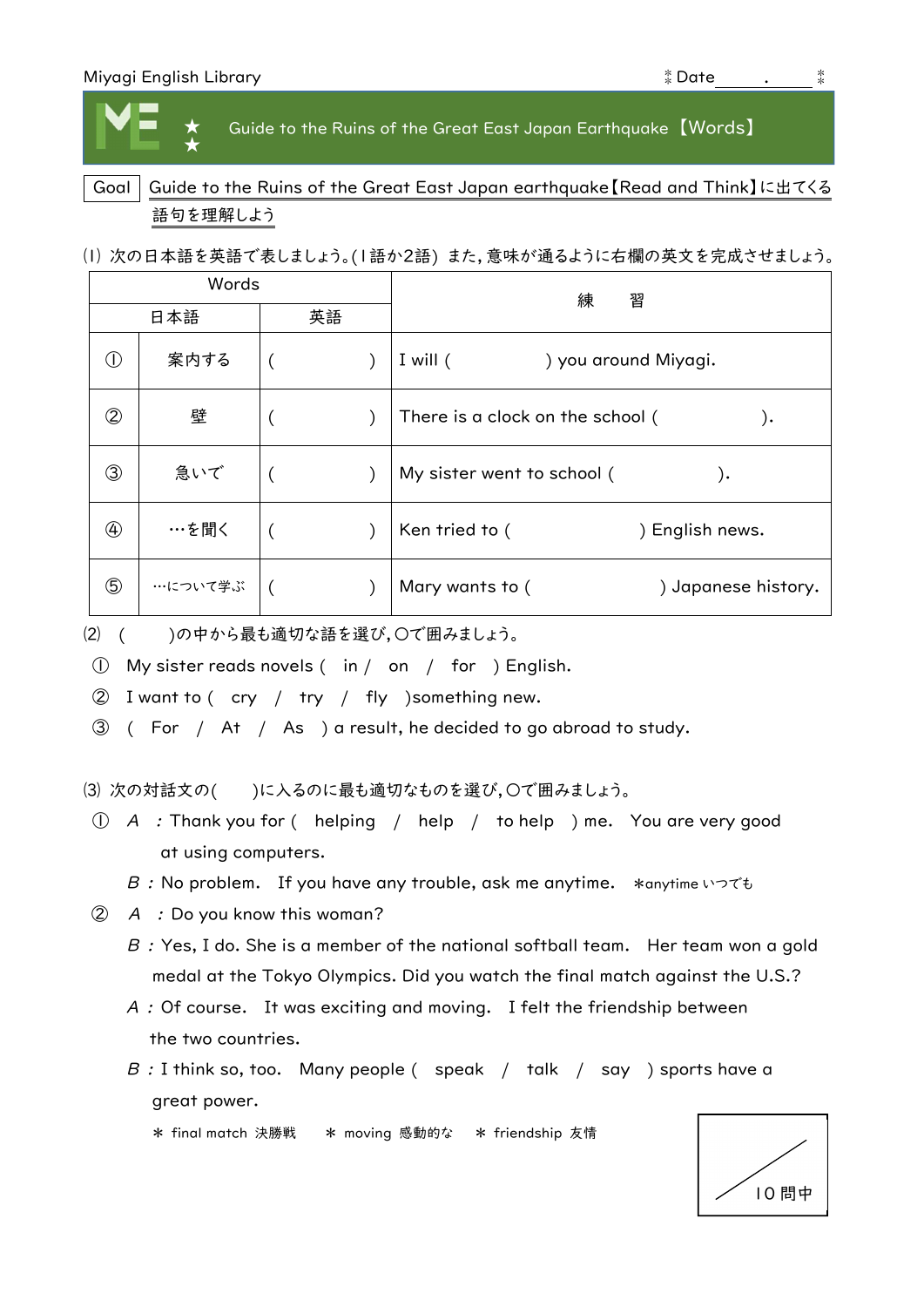Miyagi English Library　　　　　　　　　　　　　　　　　　　　　⁑Date＿＿.＿＿⁑

# ME ★★ Guide to the Ruins of the Great East Japan Earthquake【Words】

Goal　Guide to the Ruins of the Great East Japan earthquake【Read and Think】に出てくる語句を理解しよう

⑴ 次の日本語を英語で表しましょう。(1語か2語) また, 意味が通るように右欄の英文を完成させましょう。

| Words | | | 練　習 |
|---|---|---|---|
| | 日本語 | 英語 | |
| ① | 案内する | (　　　　) | I will (　　　　) you around Miyagi. |
| ② | 壁 | (　　　　) | There is a clock on the school (　　　　). |
| ③ | 急いで | (　　　　) | My sister went to school (　　　　). |
| ④ | …を聞く | (　　　　) | Ken tried to (　　　　) English news. |
| ⑤ | …について学ぶ | (　　　　) | Mary wants to (　　　　) Japanese history. |

⑵ (　　)の中から最も適切な語を選び, ○で囲みましょう。

① My sister reads novels ( in / on / for ) English.

② I want to ( cry / try / fly )something new.

③ ( For / At / As ) a result, he decided to go abroad to study.

⑶ 次の対話文の(　　)に入るのに最も適切なものを選び, ○で囲みましょう。

① A : Thank you for ( helping / help / to help ) me. You are very good at using computers.

　B : No problem. If you have any trouble, ask me anytime. ＊anytime いつでも

② A : Do you know this woman?

　B : Yes, I do. She is a member of the national softball team. Her team won a gold medal at the Tokyo Olympics. Did you watch the final match against the U.S.?

　A : Of course. It was exciting and moving. I felt the friendship between the two countries.

　B : I think so, too. Many people ( speak / talk / say ) sports have a great power.

　＊ final match 決勝戦　＊ moving 感動的な　＊ friendship 友情

／10問中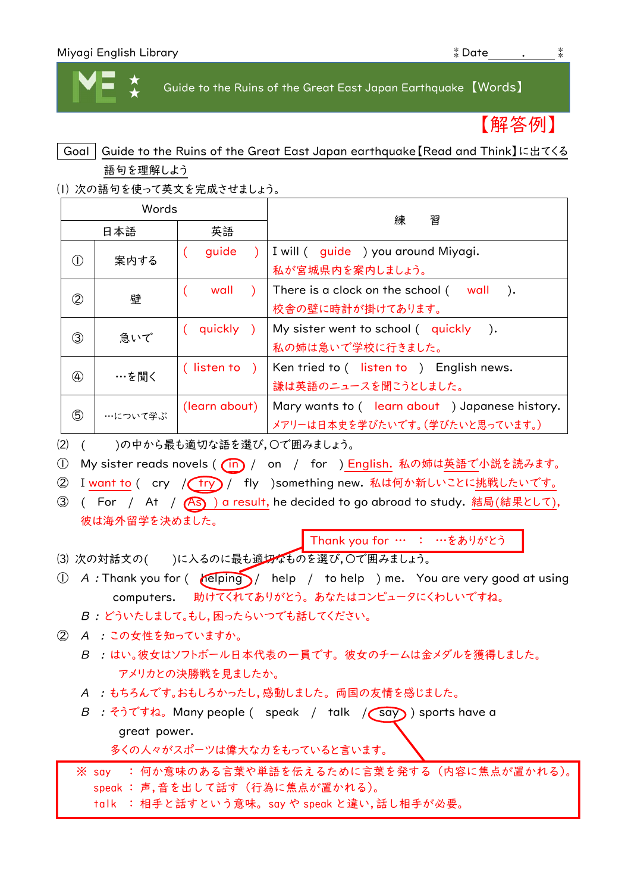Miyagi English Library　　　　　　　　　　　　Date＿＿＿.＿＿＿

# Guide to the Ruins of the Great East Japan Earthquake【Words】

【解答例】

Goal　Guide to the Ruins of the Great East Japan earthquake【Read and Think】に出てくる語句を理解しよう

(1) 次の語句を使って英文を完成させましょう。

| | Words | | 練　習 |
|---|---|---|---|
| | 日本語 | 英語 | |
| ① | 案内する | ( guide ) | I will ( guide ) you around Miyagi.<br>私が宮城県内を案内しましょう。 |
| ② | 壁 | ( wall ) | There is a clock on the school ( wall ).<br>校舎の壁に時計が掛けてあります。 |
| ③ | 急いで | ( quickly ) | My sister went to school ( quickly ).<br>私の姉は急いで学校に行きました。 |
| ④ | …を聞く | ( listen to ) | Ken tried to ( listen to ) English news.<br>謙は英語のニュースを聞こうとしました。 |
| ⑤ | …について学ぶ | (learn about) | Mary wants to ( learn about ) Japanese history.<br>メアリーは日本史を学びたいです。(学びたいと思っています。) |

(2) (　　)の中から最も適切な語を選び，〇で囲みましょう。

① My sister reads novels ( ⭕in / on / for ) English. 私の姉は英語で小説を読みます。

② I want to ( cry / ⭕try / fly )something new. 私は何か新しいことに挑戦したいです。

③ ( For / At / ⭕As ) a result, he decided to go abroad to study. 結局(結果として)，彼は海外留学を決めました。

Thank you for … ： …をありがとう

(3) 次の対話文の(　　)に入るのに最も適切なものを選び，〇で囲みましょう。

① A：Thank you for ( ⭕helping / help / to help ) me. You are very good at using computers. 助けてくれてありがとう。あなたはコンピュータにくわしいですね。

　B：どういたしまして。もし，困ったらいつでも話してください。

② A：この女性を知っていますか。

　B：はい。彼女はソフトボール日本代表の一員です。彼女のチームは金メダルを獲得しました。アメリカとの決勝戦を見ましたか。

　A：もちろんです。おもしろかったし，感動しました。両国の友情を感じました。

　B：そうですね。Many people ( speak / talk / ⭕say ) sports have a great power.

　多くの人々がスポーツは偉大な力をもっていると言います。

※ say　：何か意味のある言葉や単語を伝えるために言葉を発する（内容に焦点が置かれる）。
　speak：声，音を出して話す（行為に焦点が置かれる）。
　talk　：相手と話すという意味。say や speak と違い，話し相手が必要。